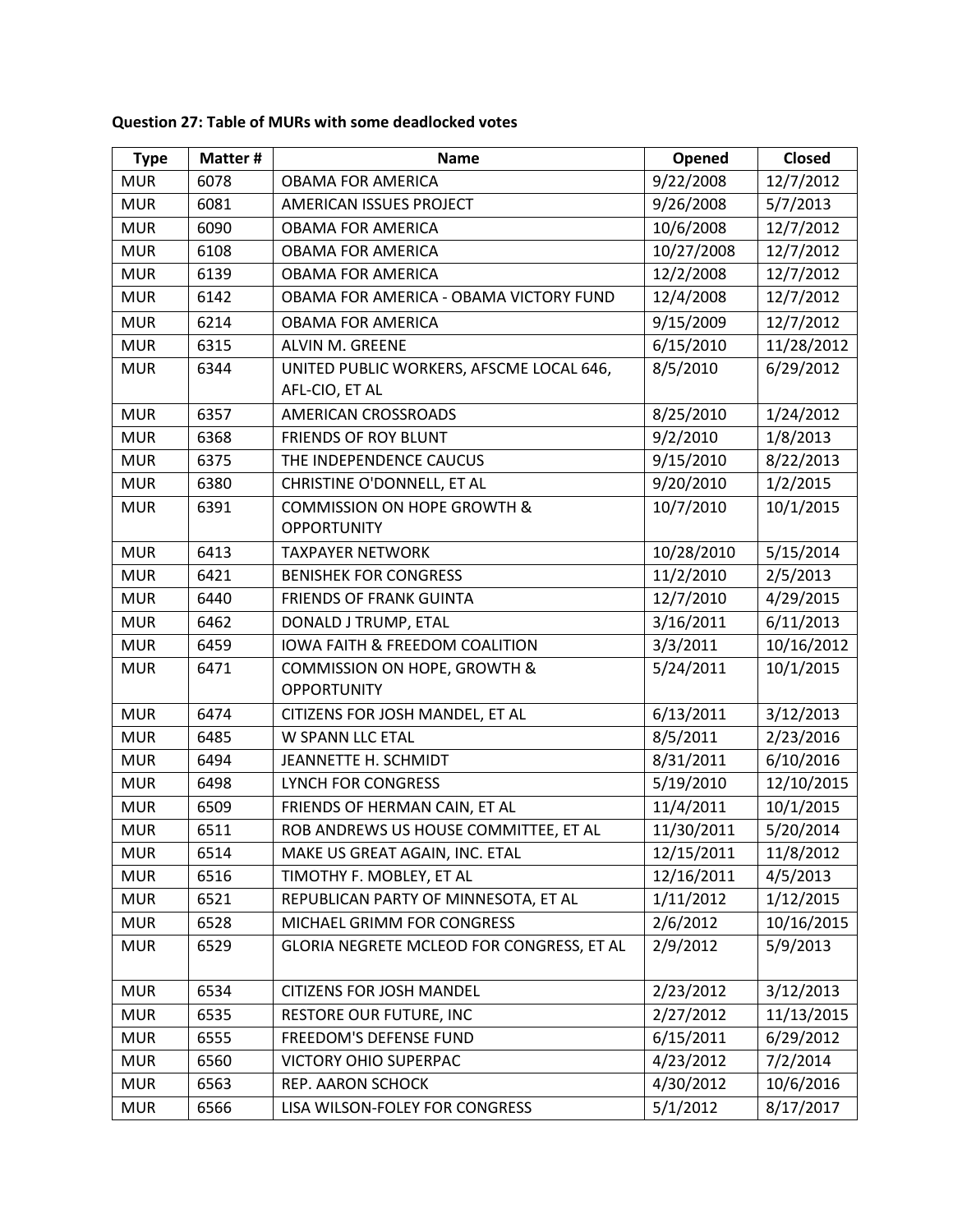**Question 27: Table of MURs with some deadlocked votes**

| Type | Matter # | Name | Opened | Closed |
|---|---|---|---|---|
| MUR | 6078 | OBAMA FOR AMERICA | 9/22/2008 | 12/7/2012 |
| MUR | 6081 | AMERICAN ISSUES PROJECT | 9/26/2008 | 5/7/2013 |
| MUR | 6090 | OBAMA FOR AMERICA | 10/6/2008 | 12/7/2012 |
| MUR | 6108 | OBAMA FOR AMERICA | 10/27/2008 | 12/7/2012 |
| MUR | 6139 | OBAMA FOR AMERICA | 12/2/2008 | 12/7/2012 |
| MUR | 6142 | OBAMA FOR AMERICA - OBAMA VICTORY FUND | 12/4/2008 | 12/7/2012 |
| MUR | 6214 | OBAMA FOR AMERICA | 9/15/2009 | 12/7/2012 |
| MUR | 6315 | ALVIN M. GREENE | 6/15/2010 | 11/28/2012 |
| MUR | 6344 | UNITED PUBLIC WORKERS, AFSCME LOCAL 646, AFL-CIO, ET AL | 8/5/2010 | 6/29/2012 |
| MUR | 6357 | AMERICAN CROSSROADS | 8/25/2010 | 1/24/2012 |
| MUR | 6368 | FRIENDS OF ROY BLUNT | 9/2/2010 | 1/8/2013 |
| MUR | 6375 | THE INDEPENDENCE CAUCUS | 9/15/2010 | 8/22/2013 |
| MUR | 6380 | CHRISTINE O'DONNELL, ET AL | 9/20/2010 | 1/2/2015 |
| MUR | 6391 | COMMISSION ON HOPE GROWTH & OPPORTUNITY | 10/7/2010 | 10/1/2015 |
| MUR | 6413 | TAXPAYER NETWORK | 10/28/2010 | 5/15/2014 |
| MUR | 6421 | BENISHEK FOR CONGRESS | 11/2/2010 | 2/5/2013 |
| MUR | 6440 | FRIENDS OF FRANK GUINTA | 12/7/2010 | 4/29/2015 |
| MUR | 6462 | DONALD J TRUMP, ETAL | 3/16/2011 | 6/11/2013 |
| MUR | 6459 | IOWA FAITH & FREEDOM COALITION | 3/3/2011 | 10/16/2012 |
| MUR | 6471 | COMMISSION ON HOPE, GROWTH & OPPORTUNITY | 5/24/2011 | 10/1/2015 |
| MUR | 6474 | CITIZENS FOR JOSH MANDEL, ET AL | 6/13/2011 | 3/12/2013 |
| MUR | 6485 | W SPANN LLC ETAL | 8/5/2011 | 2/23/2016 |
| MUR | 6494 | JEANNETTE H. SCHMIDT | 8/31/2011 | 6/10/2016 |
| MUR | 6498 | LYNCH FOR CONGRESS | 5/19/2010 | 12/10/2015 |
| MUR | 6509 | FRIENDS OF HERMAN CAIN, ET AL | 11/4/2011 | 10/1/2015 |
| MUR | 6511 | ROB ANDREWS US HOUSE COMMITTEE, ET AL | 11/30/2011 | 5/20/2014 |
| MUR | 6514 | MAKE US GREAT AGAIN, INC. ETAL | 12/15/2011 | 11/8/2012 |
| MUR | 6516 | TIMOTHY F. MOBLEY, ET AL | 12/16/2011 | 4/5/2013 |
| MUR | 6521 | REPUBLICAN PARTY OF MINNESOTA, ET AL | 1/11/2012 | 1/12/2015 |
| MUR | 6528 | MICHAEL GRIMM FOR CONGRESS | 2/6/2012 | 10/16/2015 |
| MUR | 6529 | GLORIA NEGRETE MCLEOD FOR CONGRESS, ET AL | 2/9/2012 | 5/9/2013 |
| MUR | 6534 | CITIZENS FOR JOSH MANDEL | 2/23/2012 | 3/12/2013 |
| MUR | 6535 | RESTORE OUR FUTURE, INC | 2/27/2012 | 11/13/2015 |
| MUR | 6555 | FREEDOM'S DEFENSE FUND | 6/15/2011 | 6/29/2012 |
| MUR | 6560 | VICTORY OHIO SUPERPAC | 4/23/2012 | 7/2/2014 |
| MUR | 6563 | REP. AARON SCHOCK | 4/30/2012 | 10/6/2016 |
| MUR | 6566 | LISA WILSON-FOLEY FOR CONGRESS | 5/1/2012 | 8/17/2017 |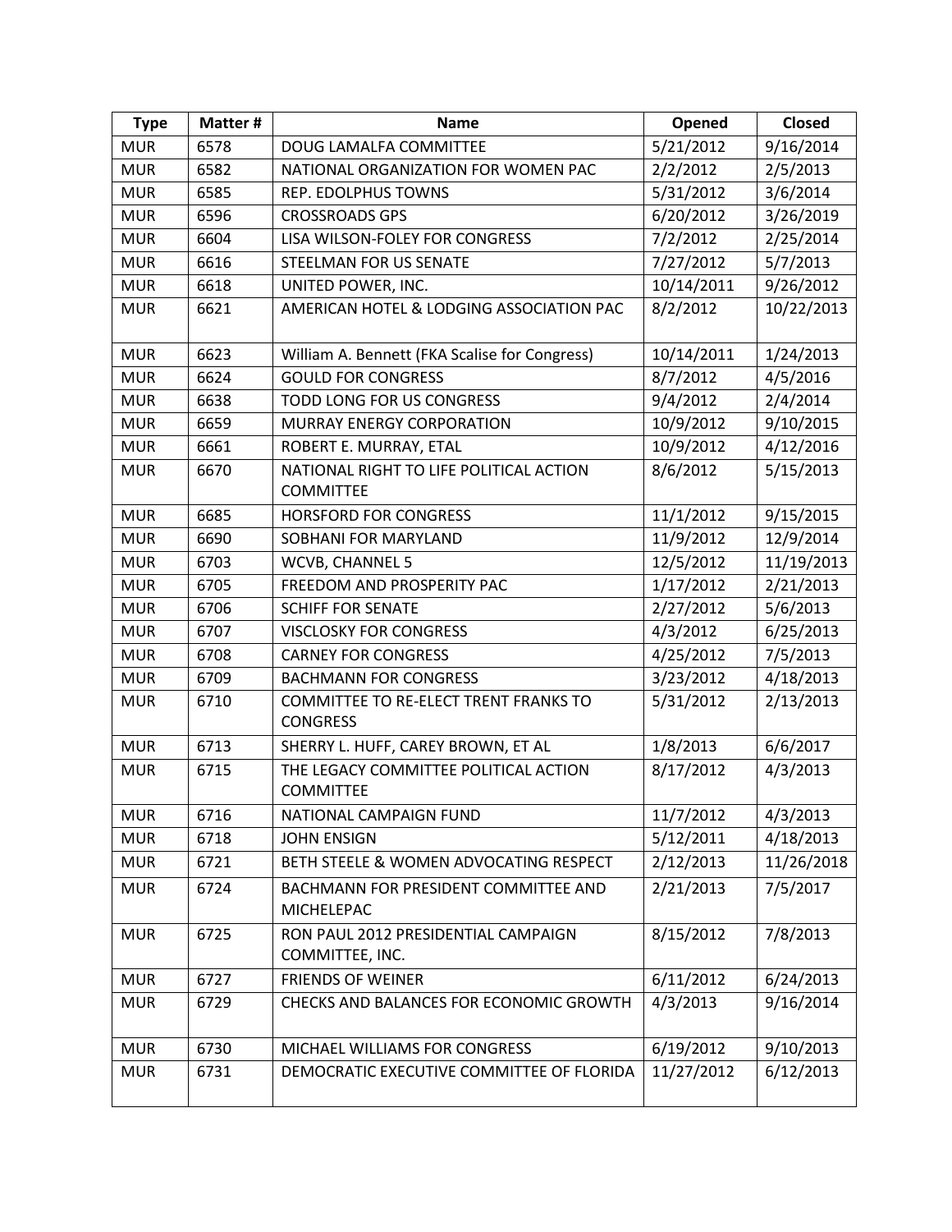| Type | Matter # | Name | Opened | Closed |
|---|---|---|---|---|
| MUR | 6578 | DOUG LAMALFA COMMITTEE | 5/21/2012 | 9/16/2014 |
| MUR | 6582 | NATIONAL ORGANIZATION FOR WOMEN PAC | 2/2/2012 | 2/5/2013 |
| MUR | 6585 | REP. EDOLPHUS TOWNS | 5/31/2012 | 3/6/2014 |
| MUR | 6596 | CROSSROADS GPS | 6/20/2012 | 3/26/2019 |
| MUR | 6604 | LISA WILSON-FOLEY FOR CONGRESS | 7/2/2012 | 2/25/2014 |
| MUR | 6616 | STEELMAN FOR US SENATE | 7/27/2012 | 5/7/2013 |
| MUR | 6618 | UNITED POWER, INC. | 10/14/2011 | 9/26/2012 |
| MUR | 6621 | AMERICAN HOTEL & LODGING ASSOCIATION PAC | 8/2/2012 | 10/22/2013 |
| MUR | 6623 | William A. Bennett (FKA Scalise for Congress) | 10/14/2011 | 1/24/2013 |
| MUR | 6624 | GOULD FOR CONGRESS | 8/7/2012 | 4/5/2016 |
| MUR | 6638 | TODD LONG FOR US CONGRESS | 9/4/2012 | 2/4/2014 |
| MUR | 6659 | MURRAY ENERGY CORPORATION | 10/9/2012 | 9/10/2015 |
| MUR | 6661 | ROBERT E. MURRAY, ETAL | 10/9/2012 | 4/12/2016 |
| MUR | 6670 | NATIONAL RIGHT TO LIFE POLITICAL ACTION COMMITTEE | 8/6/2012 | 5/15/2013 |
| MUR | 6685 | HORSFORD FOR CONGRESS | 11/1/2012 | 9/15/2015 |
| MUR | 6690 | SOBHANI FOR MARYLAND | 11/9/2012 | 12/9/2014 |
| MUR | 6703 | WCVB, CHANNEL 5 | 12/5/2012 | 11/19/2013 |
| MUR | 6705 | FREEDOM AND PROSPERITY PAC | 1/17/2012 | 2/21/2013 |
| MUR | 6706 | SCHIFF FOR SENATE | 2/27/2012 | 5/6/2013 |
| MUR | 6707 | VISCLOSKY FOR CONGRESS | 4/3/2012 | 6/25/2013 |
| MUR | 6708 | CARNEY FOR CONGRESS | 4/25/2012 | 7/5/2013 |
| MUR | 6709 | BACHMANN FOR CONGRESS | 3/23/2012 | 4/18/2013 |
| MUR | 6710 | COMMITTEE TO RE-ELECT TRENT FRANKS TO CONGRESS | 5/31/2012 | 2/13/2013 |
| MUR | 6713 | SHERRY L. HUFF, CAREY BROWN, ET AL | 1/8/2013 | 6/6/2017 |
| MUR | 6715 | THE LEGACY COMMITTEE POLITICAL ACTION COMMITTEE | 8/17/2012 | 4/3/2013 |
| MUR | 6716 | NATIONAL CAMPAIGN FUND | 11/7/2012 | 4/3/2013 |
| MUR | 6718 | JOHN ENSIGN | 5/12/2011 | 4/18/2013 |
| MUR | 6721 | BETH STEELE & WOMEN ADVOCATING RESPECT | 2/12/2013 | 11/26/2018 |
| MUR | 6724 | BACHMANN FOR PRESIDENT COMMITTEE AND MICHELEPAC | 2/21/2013 | 7/5/2017 |
| MUR | 6725 | RON PAUL 2012 PRESIDENTIAL CAMPAIGN COMMITTEE, INC. | 8/15/2012 | 7/8/2013 |
| MUR | 6727 | FRIENDS OF WEINER | 6/11/2012 | 6/24/2013 |
| MUR | 6729 | CHECKS AND BALANCES FOR ECONOMIC GROWTH | 4/3/2013 | 9/16/2014 |
| MUR | 6730 | MICHAEL WILLIAMS FOR CONGRESS | 6/19/2012 | 9/10/2013 |
| MUR | 6731 | DEMOCRATIC EXECUTIVE COMMITTEE OF FLORIDA | 11/27/2012 | 6/12/2013 |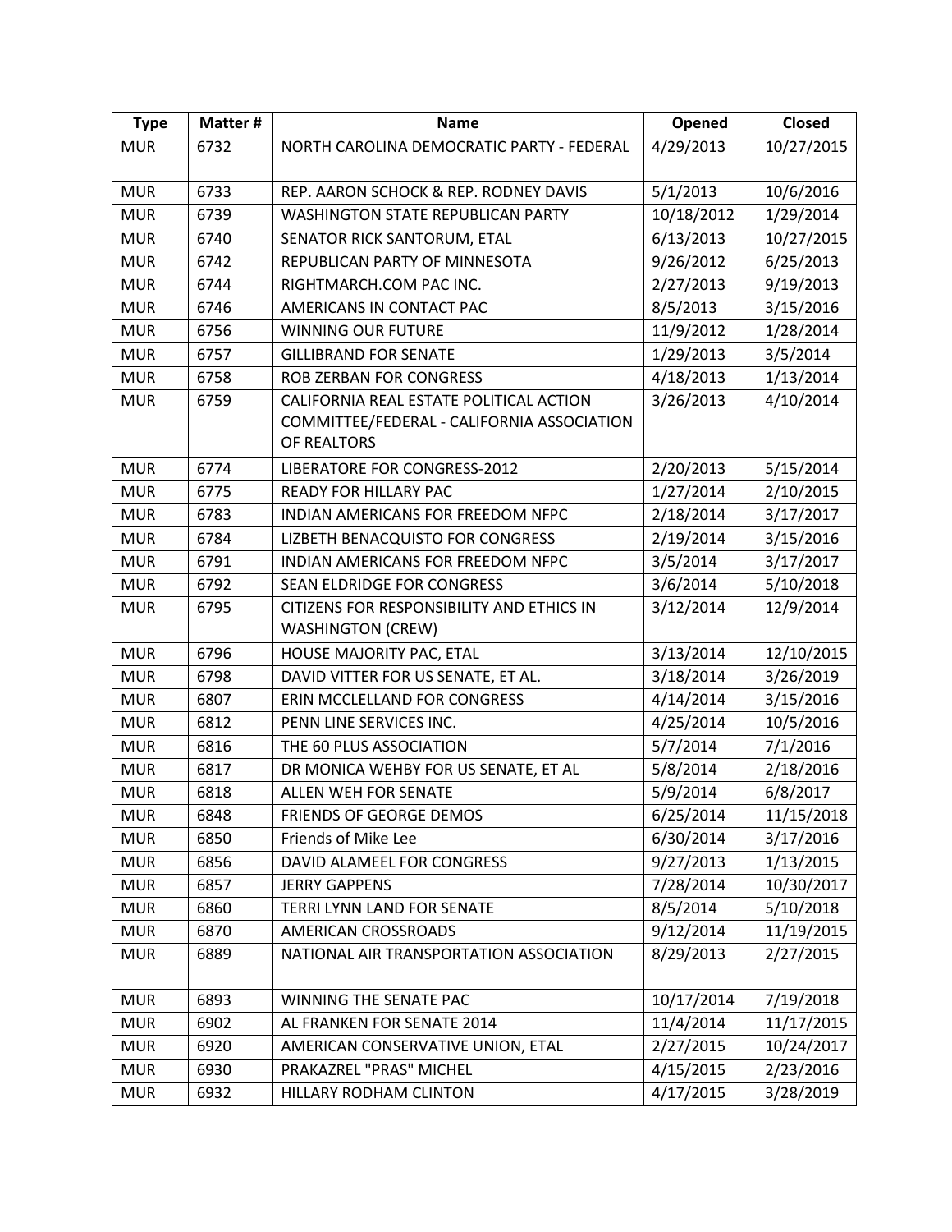| Type | Matter # | Name | Opened | Closed |
| --- | --- | --- | --- | --- |
| MUR | 6732 | NORTH CAROLINA DEMOCRATIC PARTY - FEDERAL | 4/29/2013 | 10/27/2015 |
| MUR | 6733 | REP. AARON SCHOCK & REP. RODNEY DAVIS | 5/1/2013 | 10/6/2016 |
| MUR | 6739 | WASHINGTON STATE REPUBLICAN PARTY | 10/18/2012 | 1/29/2014 |
| MUR | 6740 | SENATOR RICK SANTORUM, ETAL | 6/13/2013 | 10/27/2015 |
| MUR | 6742 | REPUBLICAN PARTY OF MINNESOTA | 9/26/2012 | 6/25/2013 |
| MUR | 6744 | RIGHTMARCH.COM PAC INC. | 2/27/2013 | 9/19/2013 |
| MUR | 6746 | AMERICANS IN CONTACT PAC | 8/5/2013 | 3/15/2016 |
| MUR | 6756 | WINNING OUR FUTURE | 11/9/2012 | 1/28/2014 |
| MUR | 6757 | GILLIBRAND FOR SENATE | 1/29/2013 | 3/5/2014 |
| MUR | 6758 | ROB ZERBAN FOR CONGRESS | 4/18/2013 | 1/13/2014 |
| MUR | 6759 | CALIFORNIA REAL ESTATE POLITICAL ACTION COMMITTEE/FEDERAL - CALIFORNIA ASSOCIATION OF REALTORS | 3/26/2013 | 4/10/2014 |
| MUR | 6774 | LIBERATORE FOR CONGRESS-2012 | 2/20/2013 | 5/15/2014 |
| MUR | 6775 | READY FOR HILLARY PAC | 1/27/2014 | 2/10/2015 |
| MUR | 6783 | INDIAN AMERICANS FOR FREEDOM NFPC | 2/18/2014 | 3/17/2017 |
| MUR | 6784 | LIZBETH BENACQUISTO FOR CONGRESS | 2/19/2014 | 3/15/2016 |
| MUR | 6791 | INDIAN AMERICANS FOR FREEDOM NFPC | 3/5/2014 | 3/17/2017 |
| MUR | 6792 | SEAN ELDRIDGE FOR CONGRESS | 3/6/2014 | 5/10/2018 |
| MUR | 6795 | CITIZENS FOR RESPONSIBILITY AND ETHICS IN WASHINGTON (CREW) | 3/12/2014 | 12/9/2014 |
| MUR | 6796 | HOUSE MAJORITY PAC, ETAL | 3/13/2014 | 12/10/2015 |
| MUR | 6798 | DAVID VITTER FOR US SENATE, ET AL. | 3/18/2014 | 3/26/2019 |
| MUR | 6807 | ERIN MCCLELLAND FOR CONGRESS | 4/14/2014 | 3/15/2016 |
| MUR | 6812 | PENN LINE SERVICES INC. | 4/25/2014 | 10/5/2016 |
| MUR | 6816 | THE 60 PLUS ASSOCIATION | 5/7/2014 | 7/1/2016 |
| MUR | 6817 | DR MONICA WEHBY FOR US SENATE, ET AL | 5/8/2014 | 2/18/2016 |
| MUR | 6818 | ALLEN WEH FOR SENATE | 5/9/2014 | 6/8/2017 |
| MUR | 6848 | FRIENDS OF GEORGE DEMOS | 6/25/2014 | 11/15/2018 |
| MUR | 6850 | Friends of Mike Lee | 6/30/2014 | 3/17/2016 |
| MUR | 6856 | DAVID ALAMEEL FOR CONGRESS | 9/27/2013 | 1/13/2015 |
| MUR | 6857 | JERRY GAPPENS | 7/28/2014 | 10/30/2017 |
| MUR | 6860 | TERRI LYNN LAND FOR SENATE | 8/5/2014 | 5/10/2018 |
| MUR | 6870 | AMERICAN CROSSROADS | 9/12/2014 | 11/19/2015 |
| MUR | 6889 | NATIONAL AIR TRANSPORTATION ASSOCIATION | 8/29/2013 | 2/27/2015 |
| MUR | 6893 | WINNING THE SENATE PAC | 10/17/2014 | 7/19/2018 |
| MUR | 6902 | AL FRANKEN FOR SENATE 2014 | 11/4/2014 | 11/17/2015 |
| MUR | 6920 | AMERICAN CONSERVATIVE UNION, ETAL | 2/27/2015 | 10/24/2017 |
| MUR | 6930 | PRAKAZREL "PRAS" MICHEL | 4/15/2015 | 2/23/2016 |
| MUR | 6932 | HILLARY RODHAM CLINTON | 4/17/2015 | 3/28/2019 |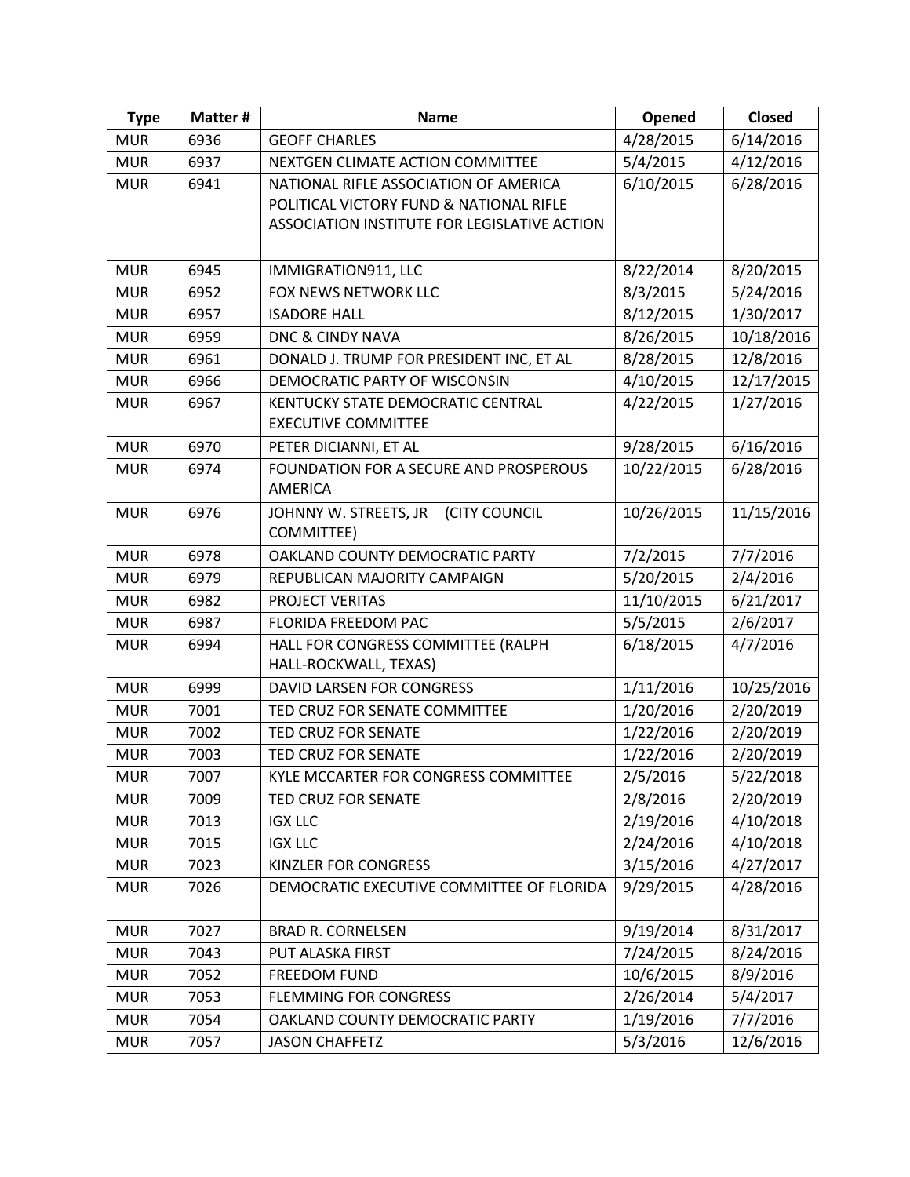| Type | Matter # | Name | Opened | Closed |
|---|---|---|---|---|
| MUR | 6936 | GEOFF CHARLES | 4/28/2015 | 6/14/2016 |
| MUR | 6937 | NEXTGEN CLIMATE ACTION COMMITTEE | 5/4/2015 | 4/12/2016 |
| MUR | 6941 | NATIONAL RIFLE ASSOCIATION OF AMERICA POLITICAL VICTORY FUND & NATIONAL RIFLE ASSOCIATION INSTITUTE FOR LEGISLATIVE ACTION | 6/10/2015 | 6/28/2016 |
| MUR | 6945 | IMMIGRATION911, LLC | 8/22/2014 | 8/20/2015 |
| MUR | 6952 | FOX NEWS NETWORK LLC | 8/3/2015 | 5/24/2016 |
| MUR | 6957 | ISADORE HALL | 8/12/2015 | 1/30/2017 |
| MUR | 6959 | DNC & CINDY NAVA | 8/26/2015 | 10/18/2016 |
| MUR | 6961 | DONALD J. TRUMP FOR PRESIDENT INC, ET AL | 8/28/2015 | 12/8/2016 |
| MUR | 6966 | DEMOCRATIC PARTY OF WISCONSIN | 4/10/2015 | 12/17/2015 |
| MUR | 6967 | KENTUCKY STATE DEMOCRATIC CENTRAL EXECUTIVE COMMITTEE | 4/22/2015 | 1/27/2016 |
| MUR | 6970 | PETER DICIANNI, ET AL | 9/28/2015 | 6/16/2016 |
| MUR | 6974 | FOUNDATION FOR A SECURE AND PROSPEROUS AMERICA | 10/22/2015 | 6/28/2016 |
| MUR | 6976 | JOHNNY W. STREETS, JR (CITY COUNCIL COMMITTEE) | 10/26/2015 | 11/15/2016 |
| MUR | 6978 | OAKLAND COUNTY DEMOCRATIC PARTY | 7/2/2015 | 7/7/2016 |
| MUR | 6979 | REPUBLICAN MAJORITY CAMPAIGN | 5/20/2015 | 2/4/2016 |
| MUR | 6982 | PROJECT VERITAS | 11/10/2015 | 6/21/2017 |
| MUR | 6987 | FLORIDA FREEDOM PAC | 5/5/2015 | 2/6/2017 |
| MUR | 6994 | HALL FOR CONGRESS COMMITTEE (RALPH HALL-ROCKWALL, TEXAS) | 6/18/2015 | 4/7/2016 |
| MUR | 6999 | DAVID LARSEN FOR CONGRESS | 1/11/2016 | 10/25/2016 |
| MUR | 7001 | TED CRUZ FOR SENATE COMMITTEE | 1/20/2016 | 2/20/2019 |
| MUR | 7002 | TED CRUZ FOR SENATE | 1/22/2016 | 2/20/2019 |
| MUR | 7003 | TED CRUZ FOR SENATE | 1/22/2016 | 2/20/2019 |
| MUR | 7007 | KYLE MCCARTER FOR CONGRESS COMMITTEE | 2/5/2016 | 5/22/2018 |
| MUR | 7009 | TED CRUZ FOR SENATE | 2/8/2016 | 2/20/2019 |
| MUR | 7013 | IGX LLC | 2/19/2016 | 4/10/2018 |
| MUR | 7015 | IGX LLC | 2/24/2016 | 4/10/2018 |
| MUR | 7023 | KINZLER FOR CONGRESS | 3/15/2016 | 4/27/2017 |
| MUR | 7026 | DEMOCRATIC EXECUTIVE COMMITTEE OF FLORIDA | 9/29/2015 | 4/28/2016 |
| MUR | 7027 | BRAD R. CORNELSEN | 9/19/2014 | 8/31/2017 |
| MUR | 7043 | PUT ALASKA FIRST | 7/24/2015 | 8/24/2016 |
| MUR | 7052 | FREEDOM FUND | 10/6/2015 | 8/9/2016 |
| MUR | 7053 | FLEMMING FOR CONGRESS | 2/26/2014 | 5/4/2017 |
| MUR | 7054 | OAKLAND COUNTY DEMOCRATIC PARTY | 1/19/2016 | 7/7/2016 |
| MUR | 7057 | JASON CHAFFETZ | 5/3/2016 | 12/6/2016 |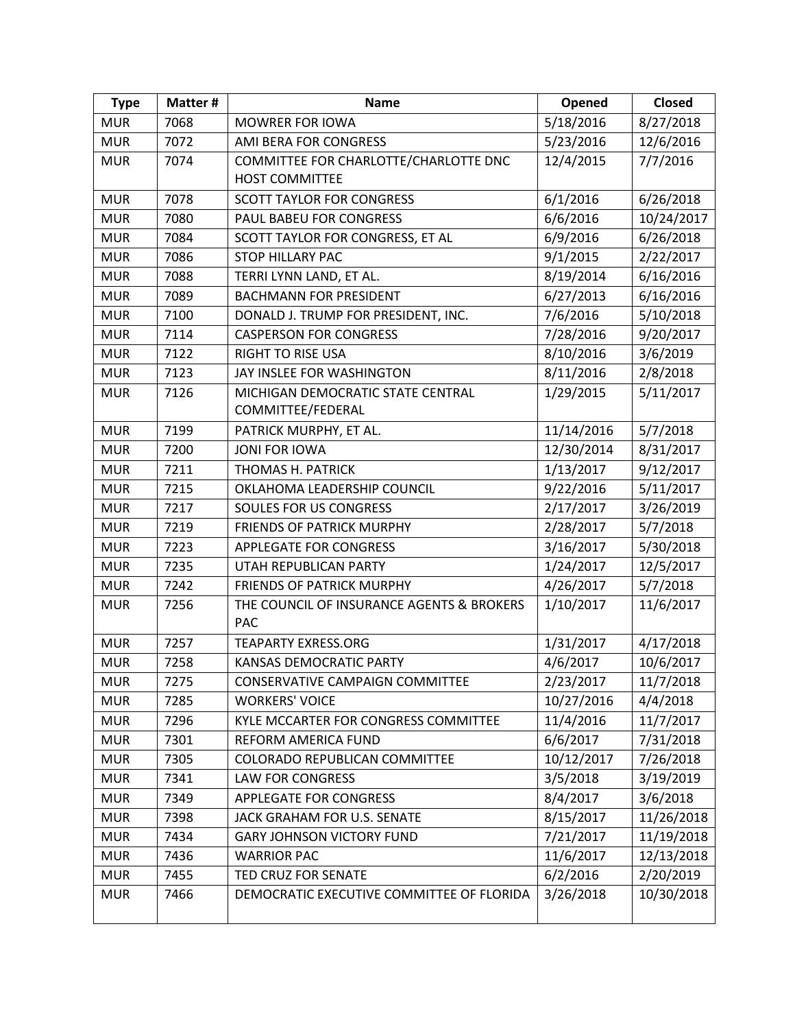| Type | Matter # | Name | Opened | Closed |
| --- | --- | --- | --- | --- |
| MUR | 7068 | MOWRER FOR IOWA | 5/18/2016 | 8/27/2018 |
| MUR | 7072 | AMI BERA FOR CONGRESS | 5/23/2016 | 12/6/2016 |
| MUR | 7074 | COMMITTEE FOR CHARLOTTE/CHARLOTTE DNC HOST COMMITTEE | 12/4/2015 | 7/7/2016 |
| MUR | 7078 | SCOTT TAYLOR FOR CONGRESS | 6/1/2016 | 6/26/2018 |
| MUR | 7080 | PAUL BABEU FOR CONGRESS | 6/6/2016 | 10/24/2017 |
| MUR | 7084 | SCOTT TAYLOR FOR CONGRESS, ET AL | 6/9/2016 | 6/26/2018 |
| MUR | 7086 | STOP HILLARY PAC | 9/1/2015 | 2/22/2017 |
| MUR | 7088 | TERRI LYNN LAND, ET AL. | 8/19/2014 | 6/16/2016 |
| MUR | 7089 | BACHMANN FOR PRESIDENT | 6/27/2013 | 6/16/2016 |
| MUR | 7100 | DONALD J. TRUMP FOR PRESIDENT, INC. | 7/6/2016 | 5/10/2018 |
| MUR | 7114 | CASPERSON FOR CONGRESS | 7/28/2016 | 9/20/2017 |
| MUR | 7122 | RIGHT TO RISE USA | 8/10/2016 | 3/6/2019 |
| MUR | 7123 | JAY INSLEE FOR WASHINGTON | 8/11/2016 | 2/8/2018 |
| MUR | 7126 | MICHIGAN DEMOCRATIC STATE CENTRAL COMMITTEE/FEDERAL | 1/29/2015 | 5/11/2017 |
| MUR | 7199 | PATRICK MURPHY, ET AL. | 11/14/2016 | 5/7/2018 |
| MUR | 7200 | JONI FOR IOWA | 12/30/2014 | 8/31/2017 |
| MUR | 7211 | THOMAS H. PATRICK | 1/13/2017 | 9/12/2017 |
| MUR | 7215 | OKLAHOMA LEADERSHIP COUNCIL | 9/22/2016 | 5/11/2017 |
| MUR | 7217 | SOULES FOR US CONGRESS | 2/17/2017 | 3/26/2019 |
| MUR | 7219 | FRIENDS OF PATRICK MURPHY | 2/28/2017 | 5/7/2018 |
| MUR | 7223 | APPLEGATE FOR CONGRESS | 3/16/2017 | 5/30/2018 |
| MUR | 7235 | UTAH REPUBLICAN PARTY | 1/24/2017 | 12/5/2017 |
| MUR | 7242 | FRIENDS OF PATRICK MURPHY | 4/26/2017 | 5/7/2018 |
| MUR | 7256 | THE COUNCIL OF INSURANCE AGENTS & BROKERS PAC | 1/10/2017 | 11/6/2017 |
| MUR | 7257 | TEAPARTY EXRESS.ORG | 1/31/2017 | 4/17/2018 |
| MUR | 7258 | KANSAS DEMOCRATIC PARTY | 4/6/2017 | 10/6/2017 |
| MUR | 7275 | CONSERVATIVE CAMPAIGN COMMITTEE | 2/23/2017 | 11/7/2018 |
| MUR | 7285 | WORKERS' VOICE | 10/27/2016 | 4/4/2018 |
| MUR | 7296 | KYLE MCCARTER FOR CONGRESS COMMITTEE | 11/4/2016 | 11/7/2017 |
| MUR | 7301 | REFORM AMERICA FUND | 6/6/2017 | 7/31/2018 |
| MUR | 7305 | COLORADO REPUBLICAN COMMITTEE | 10/12/2017 | 7/26/2018 |
| MUR | 7341 | LAW FOR CONGRESS | 3/5/2018 | 3/19/2019 |
| MUR | 7349 | APPLEGATE FOR CONGRESS | 8/4/2017 | 3/6/2018 |
| MUR | 7398 | JACK GRAHAM FOR U.S. SENATE | 8/15/2017 | 11/26/2018 |
| MUR | 7434 | GARY JOHNSON VICTORY FUND | 7/21/2017 | 11/19/2018 |
| MUR | 7436 | WARRIOR PAC | 11/6/2017 | 12/13/2018 |
| MUR | 7455 | TED CRUZ FOR SENATE | 6/2/2016 | 2/20/2019 |
| MUR | 7466 | DEMOCRATIC EXECUTIVE COMMITTEE OF FLORIDA | 3/26/2018 | 10/30/2018 |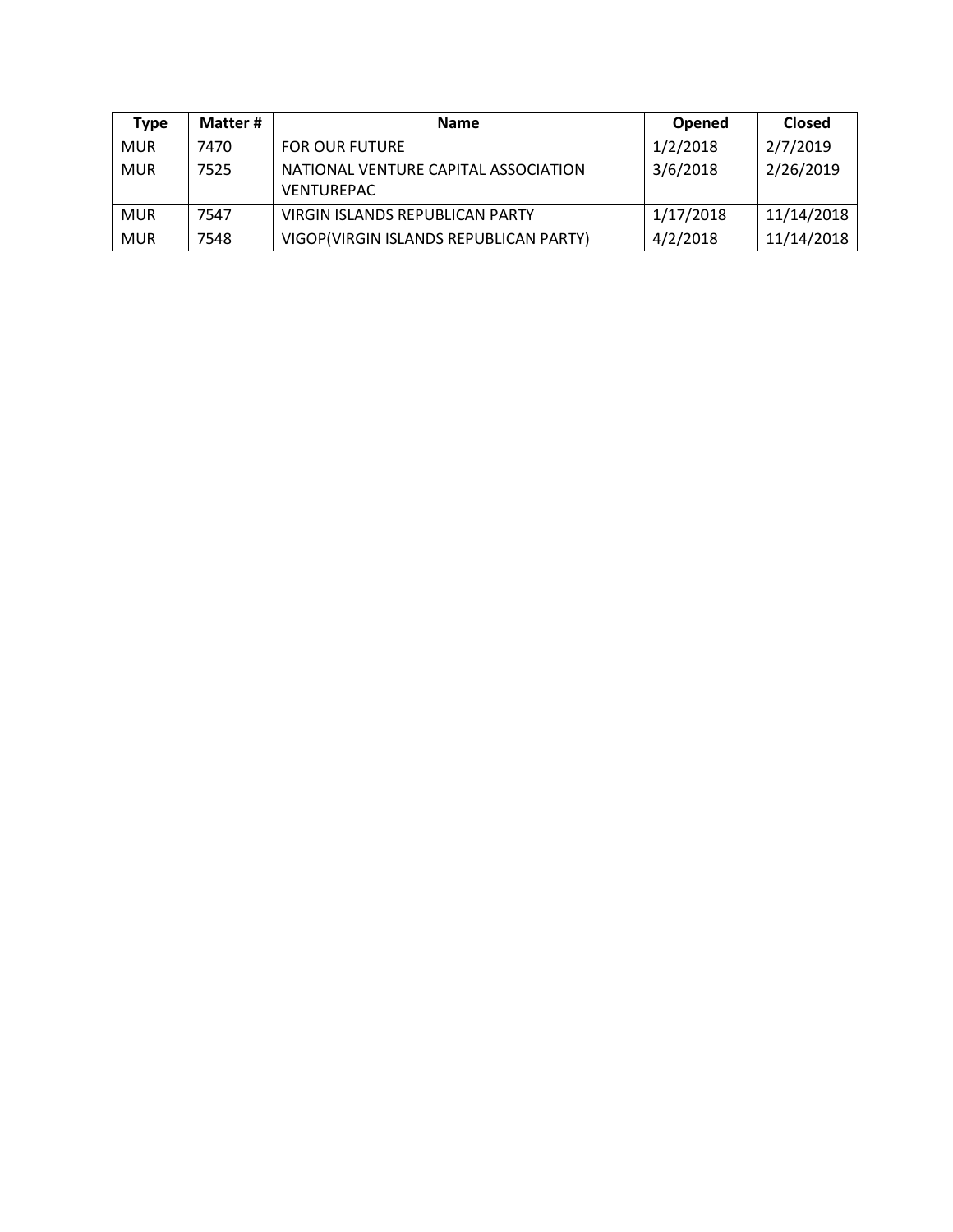| Type | Matter # | Name | Opened | Closed |
| --- | --- | --- | --- | --- |
| MUR | 7470 | FOR OUR FUTURE | 1/2/2018 | 2/7/2019 |
| MUR | 7525 | NATIONAL VENTURE CAPITAL ASSOCIATION VENTUREPAC | 3/6/2018 | 2/26/2019 |
| MUR | 7547 | VIRGIN ISLANDS REPUBLICAN PARTY | 1/17/2018 | 11/14/2018 |
| MUR | 7548 | VIGOP(VIRGIN ISLANDS REPUBLICAN PARTY) | 4/2/2018 | 11/14/2018 |